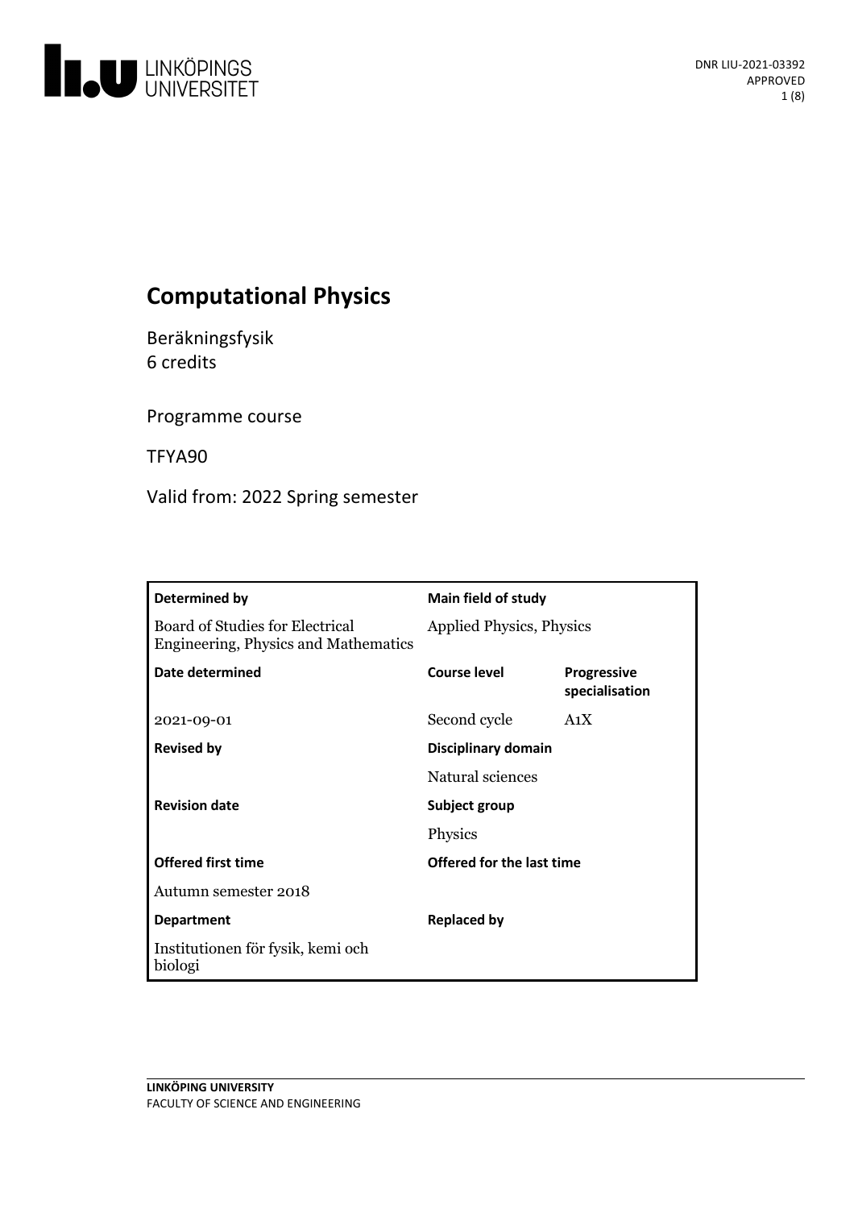DNR LIU-2021-03392
APPROVED

# Computational Physics

Beräkningsfysik
6 credits

Programme course

TFYA90

Valid from: 2022 Spring semester

| **Determined by** | **Main field of study** | |
|---|---|---|
| Board of Studies for Electrical Engineering, Physics and Mathematics | Applied Physics, Physics | |
| **Date determined** | **Course level** | **Progressive specialisation** |
| 2021-09-01 | Second cycle | A1X |
| **Revised by** | **Disciplinary domain** | |
| | Natural sciences | |
| **Revision date** | **Subject group** | |
| | Physics | |
| **Offered first time** | **Offered for the last time** | |
| Autumn semester 2018 | | |
| **Department** | **Replaced by** | |
| Institutionen för fysik, kemi och biologi | | |

**LINKÖPING UNIVERSITY**
FACULTY OF SCIENCE AND ENGINEERING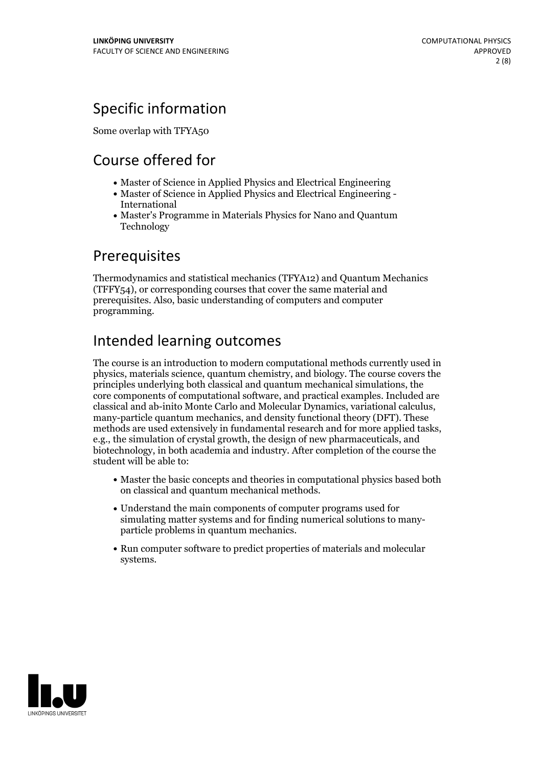## Specific information

Some overlap with TFYA50

## Course offered for

- Master of Science in Applied Physics and Electrical Engineering
- Master of Science in Applied Physics and Electrical Engineering - International
- Master's Programme in Materials Physics for Nano and Quantum Technology

## Prerequisites

Thermodynamics and statistical mechanics (TFYA12) and Quantum Mechanics (TFFY54), or corresponding courses that cover the same material and prerequisites. Also, basic understanding of computers and computer programming.

## Intended learning outcomes

The course is an introduction to modern computational methods currently used in physics, materials science, quantum chemistry, and biology. The course covers the principles underlying both classical and quantum mechanical simulations, the core components of computational software, and practical examples. Included are classical and ab-inito Monte Carlo and Molecular Dynamics, variational calculus, many-particle quantum mechanics, and density functional theory (DFT). These methods are used extensively in fundamental research and for more applied tasks, e.g., the simulation of crystal growth, the design of new pharmaceuticals, and biotechnology, in both academia and industry. After completion of the course the student will be able to:

- Master the basic concepts and theories in computational physics based both on classical and quantum mechanical methods.
- Understand the main components of computer programs used for simulating matter systems and for finding numerical solutions to many-particle problems in quantum mechanics.
- Run computer software to predict properties of materials and molecular systems.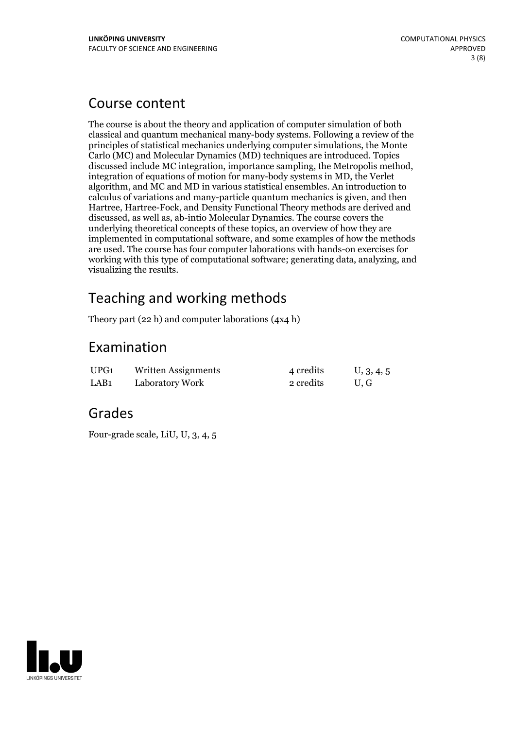## Course content

The course is about the theory and application of computer simulation of both classical and quantum mechanical many-body systems. Following a review of the principles of statistical mechanics underlying computer simulations, the Monte Carlo (MC) and Molecular Dynamics (MD) techniques are introduced. Topics discussed include MC integration, importance sampling, the Metropolis method, integration of equations of motion for many-body systems in MD, the Verlet algorithm, and MC and MD in various statistical ensembles. An introduction to calculus of variations and many-particle quantum mechanics is given, and then Hartree, Hartree-Fock, and Density Functional Theory methods are derived and discussed, as well as, ab-intio Molecular Dynamics. The course covers the underlying theoretical concepts of these topics, an overview of how they are implemented in computational software, and some examples of how the methods are used. The course has four computer laborations with hands-on exercises for working with this type of computational software; generating data, analyzing, and visualizing the results.

## Teaching and working methods

Theory part (22 h) and computer laborations (4x4 h)

## Examination

| | | | |
|---|---|---|---|
| UPG1 | Written Assignments | 4 credits | U, 3, 4, 5 |
| LAB1 | Laboratory Work | 2 credits | U, G |

## Grades

Four-grade scale, LiU, U, 3, 4, 5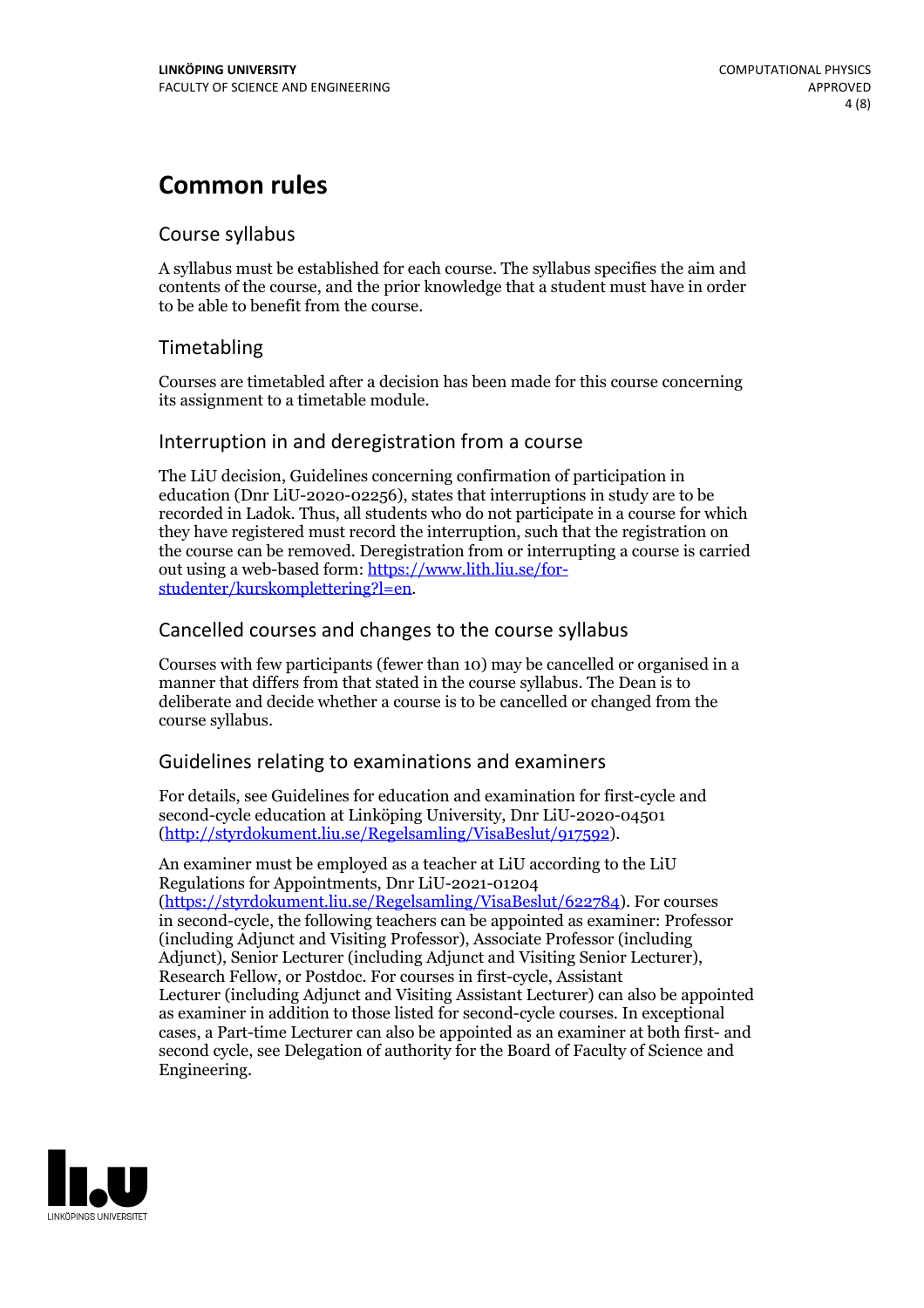# Common rules

## Course syllabus

A syllabus must be established for each course. The syllabus specifies the aim and contents of the course, and the prior knowledge that a student must have in order to be able to benefit from the course.

## Timetabling

Courses are timetabled after a decision has been made for this course concerning its assignment to a timetable module.

## Interruption in and deregistration from a course

The LiU decision, Guidelines concerning confirmation of participation in education (Dnr LiU-2020-02256), states that interruptions in study are to be recorded in Ladok. Thus, all students who do not participate in a course for which they have registered must record the interruption, such that the registration on the course can be removed. Deregistration from or interrupting a course is carried out using a web-based form: [https://www.lith.liu.se/for-studenter/kurskomplettering?l=en](https://www.lith.liu.se/for-studenter/kurskomplettering?l=en).

## Cancelled courses and changes to the course syllabus

Courses with few participants (fewer than 10) may be cancelled or organised in a manner that differs from that stated in the course syllabus. The Dean is to deliberate and decide whether a course is to be cancelled or changed from the course syllabus.

## Guidelines relating to examinations and examiners

For details, see Guidelines for education and examination for first-cycle and second-cycle education at Linköping University, Dnr LiU-2020-04501 ([http://styrdokument.liu.se/Regelsamling/VisaBeslut/917592](http://styrdokument.liu.se/Regelsamling/VisaBeslut/917592)).

An examiner must be employed as a teacher at LiU according to the LiU Regulations for Appointments, Dnr LiU-2021-01204 ([https://styrdokument.liu.se/Regelsamling/VisaBeslut/622784](https://styrdokument.liu.se/Regelsamling/VisaBeslut/622784)). For courses in second-cycle, the following teachers can be appointed as examiner: Professor (including Adjunct and Visiting Professor), Associate Professor (including Adjunct), Senior Lecturer (including Adjunct and Visiting Senior Lecturer), Research Fellow, or Postdoc. For courses in first-cycle, Assistant Lecturer (including Adjunct and Visiting Assistant Lecturer) can also be appointed as examiner in addition to those listed for second-cycle courses. In exceptional cases, a Part-time Lecturer can also be appointed as an examiner at both first- and second cycle, see Delegation of authority for the Board of Faculty of Science and Engineering.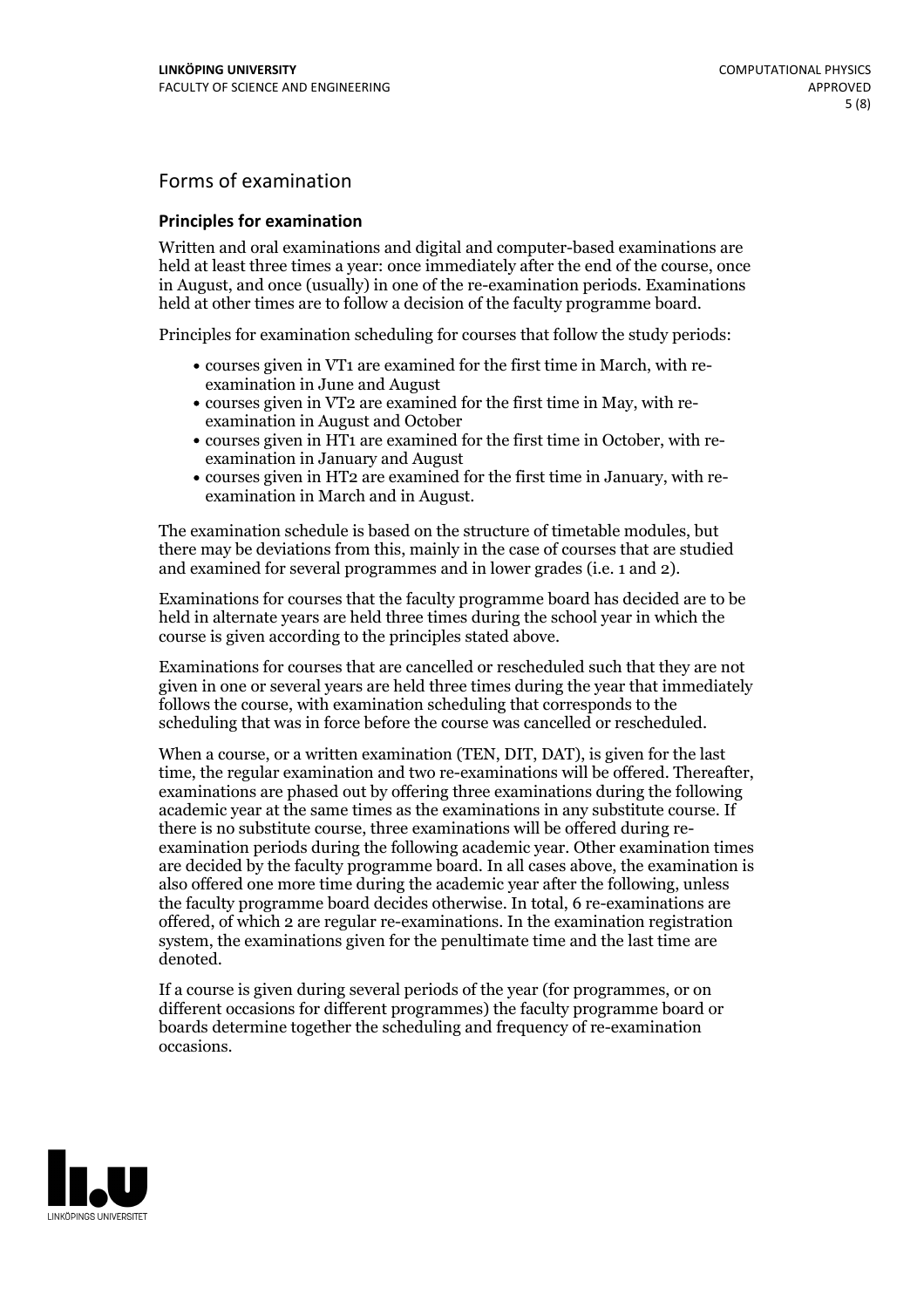## Forms of examination

### Principles for examination

Written and oral examinations and digital and computer-based examinations are held at least three times a year: once immediately after the end of the course, once in August, and once (usually) in one of the re-examination periods. Examinations held at other times are to follow a decision of the faculty programme board.

Principles for examination scheduling for courses that follow the study periods:

- courses given in VT1 are examined for the first time in March, with re-examination in June and August
- courses given in VT2 are examined for the first time in May, with re-examination in August and October
- courses given in HT1 are examined for the first time in October, with re-examination in January and August
- courses given in HT2 are examined for the first time in January, with re-examination in March and in August.

The examination schedule is based on the structure of timetable modules, but there may be deviations from this, mainly in the case of courses that are studied and examined for several programmes and in lower grades (i.e. 1 and 2).

Examinations for courses that the faculty programme board has decided are to be held in alternate years are held three times during the school year in which the course is given according to the principles stated above.

Examinations for courses that are cancelled or rescheduled such that they are not given in one or several years are held three times during the year that immediately follows the course, with examination scheduling that corresponds to the scheduling that was in force before the course was cancelled or rescheduled.

When a course, or a written examination (TEN, DIT, DAT), is given for the last time, the regular examination and two re-examinations will be offered. Thereafter, examinations are phased out by offering three examinations during the following academic year at the same times as the examinations in any substitute course. If there is no substitute course, three examinations will be offered during re-examination periods during the following academic year. Other examination times are decided by the faculty programme board. In all cases above, the examination is also offered one more time during the academic year after the following, unless the faculty programme board decides otherwise. In total, 6 re-examinations are offered, of which 2 are regular re-examinations. In the examination registration system, the examinations given for the penultimate time and the last time are denoted.

If a course is given during several periods of the year (for programmes, or on different occasions for different programmes) the faculty programme board or boards determine together the scheduling and frequency of re-examination occasions.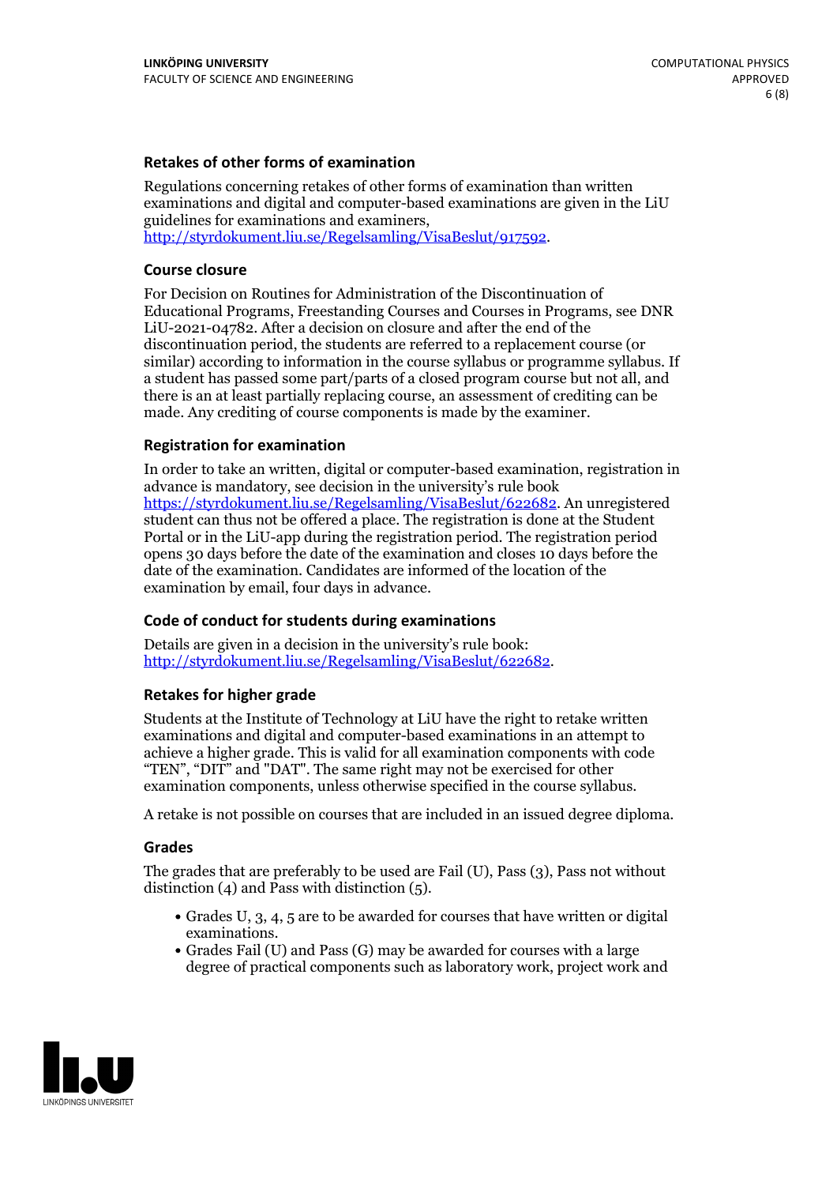### Retakes of other forms of examination

Regulations concerning retakes of other forms of examination than written examinations and digital and computer-based examinations are given in the LiU guidelines for examinations and examiners, http://styrdokument.liu.se/Regelsamling/VisaBeslut/917592.

### Course closure

For Decision on Routines for Administration of the Discontinuation of Educational Programs, Freestanding Courses and Courses in Programs, see DNR LiU-2021-04782. After a decision on closure and after the end of the discontinuation period, the students are referred to a replacement course (or similar) according to information in the course syllabus or programme syllabus. If a student has passed some part/parts of a closed program course but not all, and there is an at least partially replacing course, an assessment of crediting can be made. Any crediting of course components is made by the examiner.

### Registration for examination

In order to take an written, digital or computer-based examination, registration in advance is mandatory, see decision in the university's rule book https://styrdokument.liu.se/Regelsamling/VisaBeslut/622682. An unregistered student can thus not be offered a place. The registration is done at the Student Portal or in the LiU-app during the registration period. The registration period opens 30 days before the date of the examination and closes 10 days before the date of the examination. Candidates are informed of the location of the examination by email, four days in advance.

### Code of conduct for students during examinations

Details are given in a decision in the university's rule book: http://styrdokument.liu.se/Regelsamling/VisaBeslut/622682.

### Retakes for higher grade

Students at the Institute of Technology at LiU have the right to retake written examinations and digital and computer-based examinations in an attempt to achieve a higher grade. This is valid for all examination components with code "TEN", "DIT" and "DAT". The same right may not be exercised for other examination components, unless otherwise specified in the course syllabus.

A retake is not possible on courses that are included in an issued degree diploma.

### Grades

The grades that are preferably to be used are Fail (U), Pass (3), Pass not without distinction (4) and Pass with distinction (5).

- Grades U, 3, 4, 5 are to be awarded for courses that have written or digital examinations.
- Grades Fail (U) and Pass (G) may be awarded for courses with a large degree of practical components such as laboratory work, project work and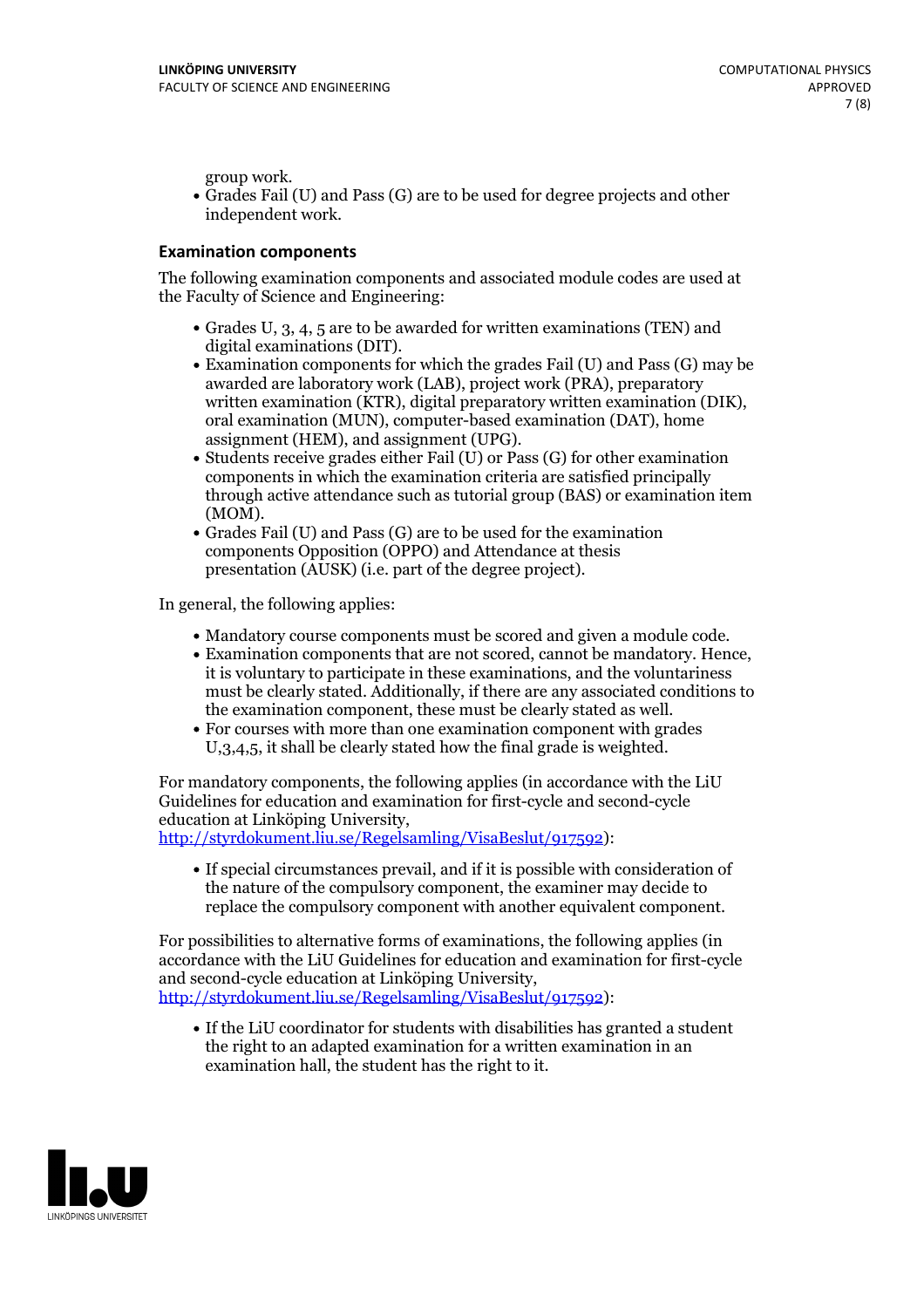group work.

- Grades Fail (U) and Pass (G) are to be used for degree projects and other independent work.

### Examination components

The following examination components and associated module codes are used at the Faculty of Science and Engineering:

- Grades U, 3, 4, 5 are to be awarded for written examinations (TEN) and digital examinations (DIT).
- Examination components for which the grades Fail (U) and Pass (G) may be awarded are laboratory work (LAB), project work (PRA), preparatory written examination (KTR), digital preparatory written examination (DIK), oral examination (MUN), computer-based examination (DAT), home assignment (HEM), and assignment (UPG).
- Students receive grades either Fail (U) or Pass (G) for other examination components in which the examination criteria are satisfied principally through active attendance such as tutorial group (BAS) or examination item (MOM).
- Grades Fail (U) and Pass (G) are to be used for the examination components Opposition (OPPO) and Attendance at thesis presentation (AUSK) (i.e. part of the degree project).

In general, the following applies:

- Mandatory course components must be scored and given a module code.
- Examination components that are not scored, cannot be mandatory. Hence, it is voluntary to participate in these examinations, and the voluntariness must be clearly stated. Additionally, if there are any associated conditions to the examination component, these must be clearly stated as well.
- For courses with more than one examination component with grades U,3,4,5, it shall be clearly stated how the final grade is weighted.

For mandatory components, the following applies (in accordance with the LiU Guidelines for education and examination for first-cycle and second-cycle education at Linköping University, http://styrdokument.liu.se/Regelsamling/VisaBeslut/917592):

- If special circumstances prevail, and if it is possible with consideration of the nature of the compulsory component, the examiner may decide to replace the compulsory component with another equivalent component.

For possibilities to alternative forms of examinations, the following applies (in accordance with the LiU Guidelines for education and examination for first-cycle and second-cycle education at Linköping University, http://styrdokument.liu.se/Regelsamling/VisaBeslut/917592):

- If the LiU coordinator for students with disabilities has granted a student the right to an adapted examination for a written examination in an examination hall, the student has the right to it.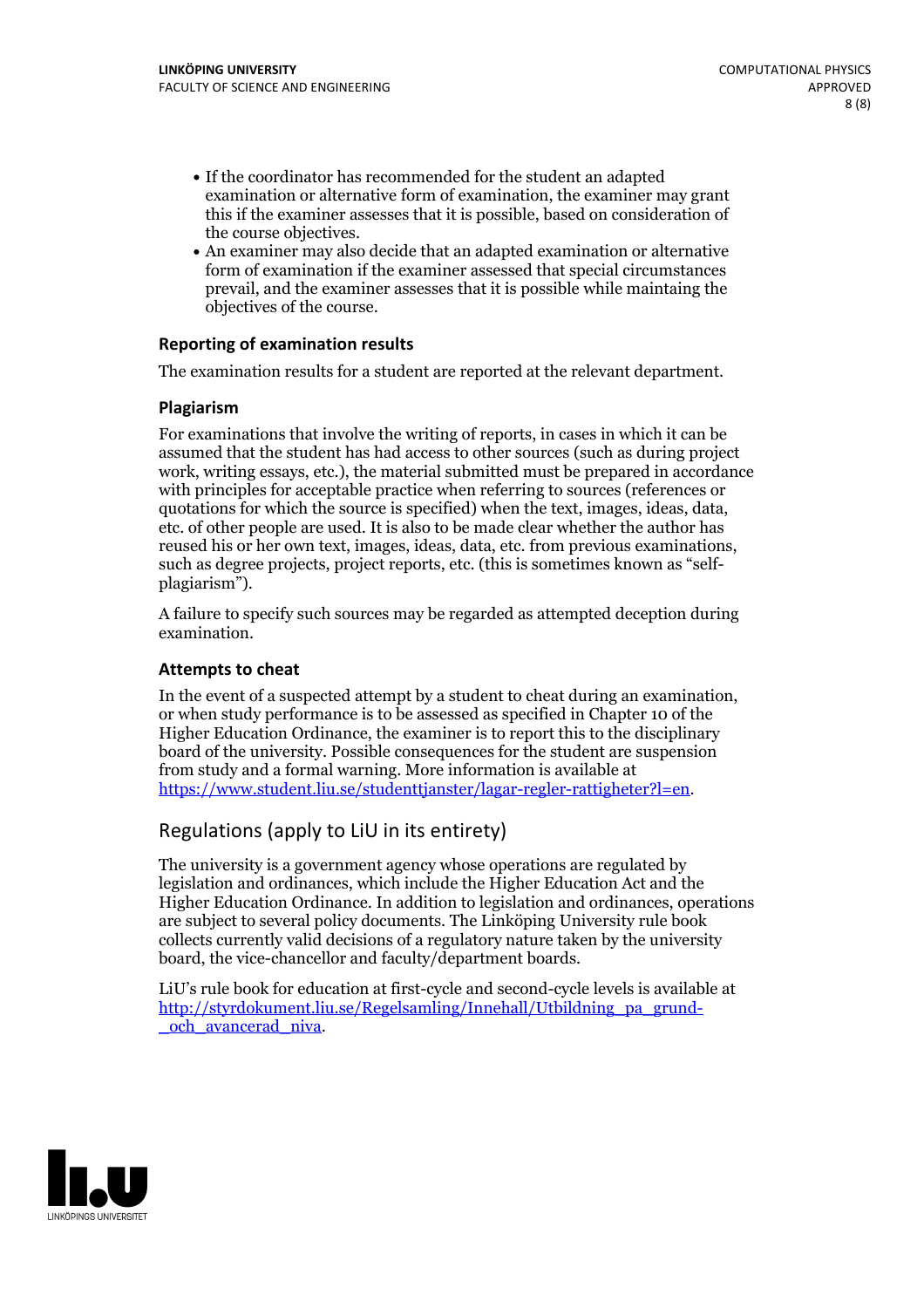- If the coordinator has recommended for the student an adapted examination or alternative form of examination, the examiner may grant this if the examiner assesses that it is possible, based on consideration of the course objectives.
- An examiner may also decide that an adapted examination or alternative form of examination if the examiner assessed that special circumstances prevail, and the examiner assesses that it is possible while maintaing the objectives of the course.

### Reporting of examination results

The examination results for a student are reported at the relevant department.

### Plagiarism

For examinations that involve the writing of reports, in cases in which it can be assumed that the student has had access to other sources (such as during project work, writing essays, etc.), the material submitted must be prepared in accordance with principles for acceptable practice when referring to sources (references or quotations for which the source is specified) when the text, images, ideas, data, etc. of other people are used. It is also to be made clear whether the author has reused his or her own text, images, ideas, data, etc. from previous examinations, such as degree projects, project reports, etc. (this is sometimes known as "self-plagiarism").

A failure to specify such sources may be regarded as attempted deception during examination.

### Attempts to cheat

In the event of a suspected attempt by a student to cheat during an examination, or when study performance is to be assessed as specified in Chapter 10 of the Higher Education Ordinance, the examiner is to report this to the disciplinary board of the university. Possible consequences for the student are suspension from study and a formal warning. More information is available at https://www.student.liu.se/studenttjanster/lagar-regler-rattigheter?l=en.

## Regulations (apply to LiU in its entirety)

The university is a government agency whose operations are regulated by legislation and ordinances, which include the Higher Education Act and the Higher Education Ordinance. In addition to legislation and ordinances, operations are subject to several policy documents. The Linköping University rule book collects currently valid decisions of a regulatory nature taken by the university board, the vice-chancellor and faculty/department boards.

LiU's rule book for education at first-cycle and second-cycle levels is available at http://styrdokument.liu.se/Regelsamling/Innehall/Utbildning_pa_grund-_och_avancerad_niva.